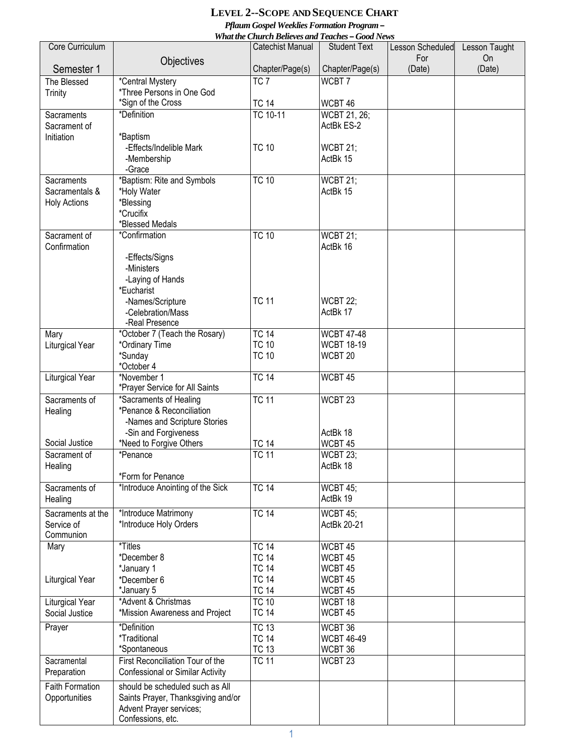# LEVEL 2--SCOPE AND SEQUENCE CHART

***Pflaum Gospel Weeklies Formation Program – What the Church Believes and Teaches – Good News***

| Core Curriculum<br><br>Semester 1 | Objectives | Catechist Manual<br><br>Chapter/Page(s) | Student Text<br><br>Chapter/Page(s) | Lesson Scheduled For (Date) | Lesson Taught On (Date) |
|---|---|---|---|---|---|
| The Blessed Trinity | *Central Mystery<br>*Three Persons in One God<br>*Sign of the Cross | TC 7<br><br>TC 14 | WCBT 7<br><br>WCBT 46 | | |
| Sacraments Sacrament of Initiation | *Definition<br><br>*Baptism<br>-Effects/Indelible Mark<br>-Membership<br>-Grace | TC 10-11<br><br><br>TC 10 | WCBT 21, 26; ActBk ES-2<br><br>WCBT 21; ActBk 15 | | |
| Sacraments Sacramentals & Holy Actions | *Baptism: Rite and Symbols<br>*Holy Water<br>*Blessing<br>*Crucifix<br>*Blessed Medals | TC 10 | WCBT 21; ActBk 15 | | |
| Sacrament of Confirmation | *Confirmation<br><br>-Effects/Signs<br>-Ministers<br>-Laying of Hands<br>*Eucharist<br>-Names/Scripture<br>-Celebration/Mass<br>-Real Presence | TC 10<br><br><br><br><br><br>TC 11 | WCBT 21; ActBk 16<br><br><br><br><br>WCBT 22; ActBk 17 | | |
| Mary<br>Liturgical Year | *October 7 (Teach the Rosary)<br>*Ordinary Time<br>*Sunday<br>*October 4 | TC 14<br>TC 10<br>TC 10 | WCBT 47-48<br>WCBT 18-19<br>WCBT 20 | | |
| Liturgical Year | *November 1<br>*Prayer Service for All Saints | TC 14 | WCBT 45 | | |
| Sacraments of Healing<br><br><br>Social Justice | *Sacraments of Healing<br>*Penance & Reconciliation<br>-Names and Scripture Stories<br>-Sin and Forgiveness<br>*Need to Forgive Others | TC 11<br><br><br><br>TC 14 | WCBT 23<br><br><br>ActBk 18<br>WCBT 45 | | |
| Sacrament of Healing | *Penance<br><br>*Form for Penance | TC 11 | WCBT 23; ActBk 18 | | |
| Sacraments of Healing | *Introduce Anointing of the Sick | TC 14 | WCBT 45; ActBk 19 | | |
| Sacraments at the Service of Communion | *Introduce Matrimony<br>*Introduce Holy Orders | TC 14 | WCBT 45; ActBk 20-21 | | |
| Mary<br><br><br>Liturgical Year | *Titles<br>*December 8<br>*January 1<br>*December 6<br>*January 5 | TC 14<br>TC 14<br>TC 14<br>TC 14<br>TC 14 | WCBT 45<br>WCBT 45<br>WCBT 45<br>WCBT 45<br>WCBT 45 | | |
| Liturgical Year<br>Social Justice | *Advent & Christmas<br>*Mission Awareness and Project | TC 10<br>TC 14 | WCBT 18<br>WCBT 45 | | |
| Prayer | *Definition<br>*Traditional<br>*Spontaneous | TC 13<br>TC 14<br>TC 13 | WCBT 36<br>WCBT 46-49<br>WCBT 36 | | |
| Sacramental Preparation | First Reconciliation Tour of the Confessional or Similar Activity | TC 11 | WCBT 23 | | |
| Faith Formation Opportunities | should be scheduled such as All Saints Prayer, Thanksgiving and/or Advent Prayer services; Confessions, etc. | | | | |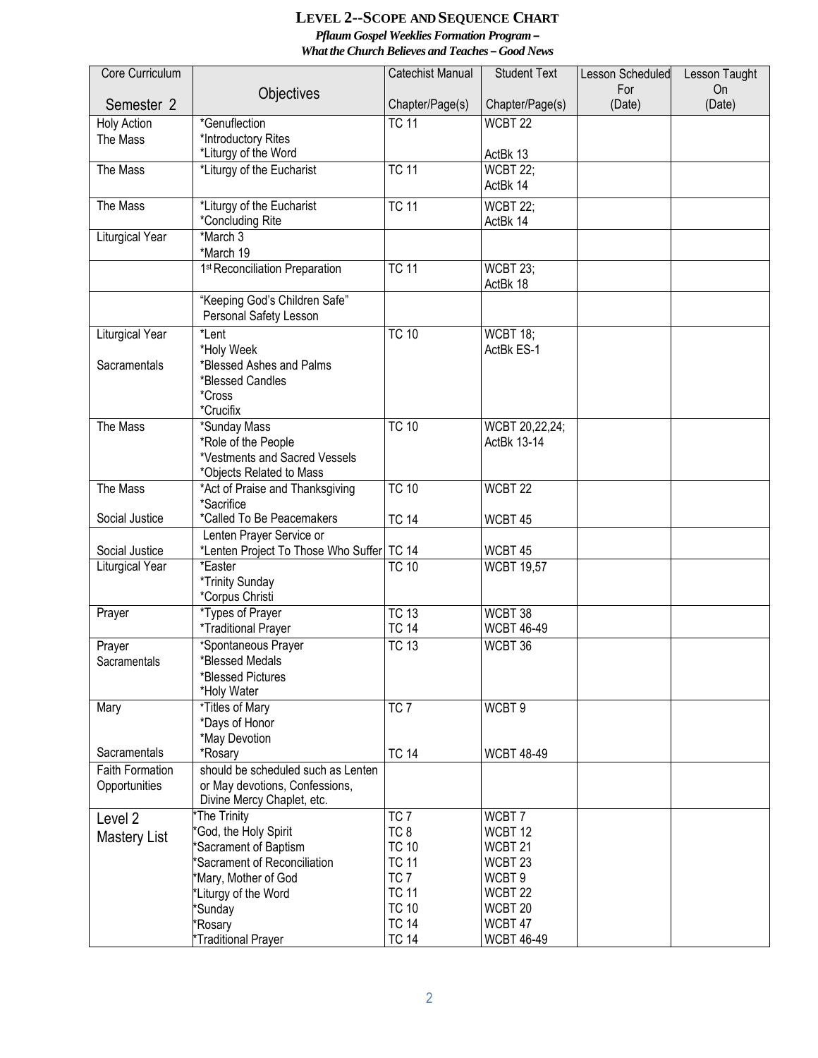## LEVEL 2--SCOPE AND SEQUENCE CHART

***Pflaum Gospel Weeklies Formation Program – What the Church Believes and Teaches – Good News***

| Core Curriculum<br><br>Semester 2 | Objectives | Catechist Manual<br><br>Chapter/Page(s) | Student Text<br><br>Chapter/Page(s) | Lesson Scheduled For (Date) | Lesson Taught On (Date) |
|---|---|---|---|---|---|
| Holy Action<br>The Mass | *Genuflection<br>*Introductory Rites<br>*Liturgy of the Word | TC 11 | WCBT 22<br><br>ActBk 13 | | |
| The Mass | *Liturgy of the Eucharist | TC 11 | WCBT 22;<br>ActBk 14 | | |
| The Mass | *Liturgy of the Eucharist<br>*Concluding Rite | TC 11 | WCBT 22;<br>ActBk 14 | | |
| Liturgical Year | *March 3<br>*March 19 | | | | |
| | 1st Reconciliation Preparation | TC 11 | WCBT 23;<br>ActBk 18 | | |
| | "Keeping God's Children Safe" Personal Safety Lesson | | | | |
| Liturgical Year<br><br>Sacramentals | *Lent<br>*Holy Week<br>*Blessed Ashes and Palms<br>*Blessed Candles<br>*Cross<br>*Crucifix | TC 10 | WCBT 18;<br>ActBk ES-1 | | |
| The Mass | *Sunday Mass<br>*Role of the People<br>*Vestments and Sacred Vessels<br>*Objects Related to Mass | TC 10 | WCBT 20,22,24;<br>ActBk 13-14 | | |
| The Mass<br><br>Social Justice | *Act of Praise and Thanksgiving<br>*Sacrifice<br>*Called To Be Peacemakers | TC 10<br><br>TC 14 | WCBT 22<br><br>WCBT 45 | | |
| Social Justice | Lenten Prayer Service or<br>*Lenten Project To Those Who Suffer | TC 14 | WCBT 45 | | |
| Liturgical Year | *Easter<br>*Trinity Sunday<br>*Corpus Christi | TC 10 | WCBT 19,57 | | |
| Prayer | *Types of Prayer<br>*Traditional Prayer | TC 13<br>TC 14 | WCBT 38<br>WCBT 46-49 | | |
| Prayer<br>Sacramentals | *Spontaneous Prayer<br>*Blessed Medals<br>*Blessed Pictures<br>*Holy Water | TC 13 | WCBT 36 | | |
| Mary<br><br><br>Sacramentals | *Titles of Mary<br>*Days of Honor<br>*May Devotion<br>*Rosary | TC 7<br><br><br>TC 14 | WCBT 9<br><br><br>WCBT 48-49 | | |
| Faith Formation Opportunities | should be scheduled such as Lenten or May devotions, Confessions, Divine Mercy Chaplet, etc. | | | | |
| Level 2<br>Mastery List | *The Trinity<br>*God, the Holy Spirit<br>*Sacrament of Baptism<br>*Sacrament of Reconciliation<br>*Mary, Mother of God<br>*Liturgy of the Word<br>*Sunday<br>*Rosary<br>*Traditional Prayer | TC 7<br>TC 8<br>TC 10<br>TC 11<br>TC 7<br>TC 11<br>TC 10<br>TC 14<br>TC 14 | WCBT 7<br>WCBT 12<br>WCBT 21<br>WCBT 23<br>WCBT 9<br>WCBT 22<br>WCBT 20<br>WCBT 47<br>WCBT 46-49 | | |